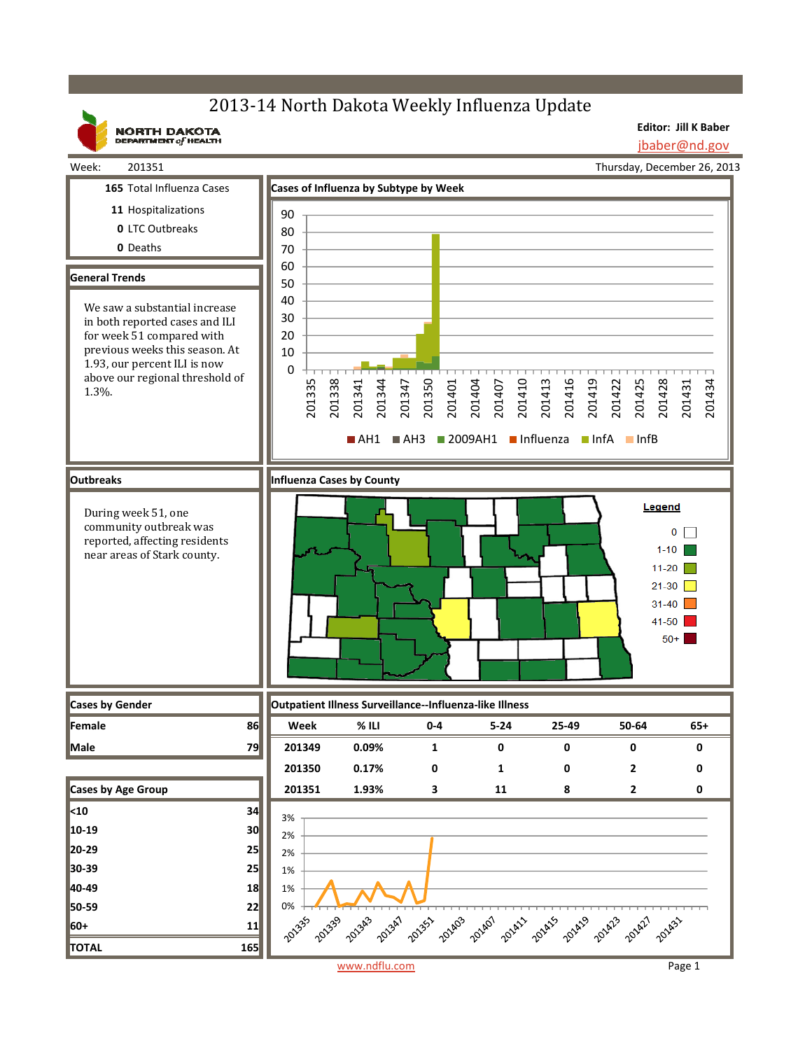# 2013-14 North Dakota Weekly Influenza Update

NORTH DAKOTA DEPARTMENT of HEALTH

**Editor: Jill K Baber**
jbaber@nd.gov

Week: 201351 — Thursday, December 26, 2013

**165** Total Influenza Cases
**11** Hospitalizations
**0** LTC Outbreaks
**0** Deaths

## General Trends

We saw a substantial increase in both reported cases and ILI for week 51 compared with previous weeks this season. At 1.93, our percent ILI is now above our regional threshold of 1.3%.

## Cases of Influenza by Subtype by Week

Legend: AH1, AH3, 2009AH1, Influenza, InfA, InfB

## Outbreaks

During week 51, one community outbreak was reported, affecting residents near areas of Stark county.

## Influenza Cases by County

Legend: 0; 1-10; 11-20; 21-30; 31-40; 41-50; 50+

## Cases by Gender

| Gender | Cases |
|---|---|
| Female | 86 |
| Male | 79 |

## Cases by Age Group

| Age Group | Cases |
|---|---|
| <10 | 34 |
| 10-19 | 30 |
| 20-29 | 25 |
| 30-39 | 25 |
| 40-49 | 18 |
| 50-59 | 22 |
| 60+ | 11 |
| **TOTAL** | **165** |

## Outpatient Illness Surveillance--Influenza-like Illness

| Week | % ILI | 0-4 | 5-24 | 25-49 | 50-64 | 65+ |
|---|---|---|---|---|---|---|
| 201349 | 0.09% | 1 | 0 | 0 | 0 | 0 |
| 201350 | 0.17% | 0 | 1 | 0 | 2 | 0 |
| 201351 | 1.93% | 3 | 11 | 8 | 2 | 0 |

www.ndflu.com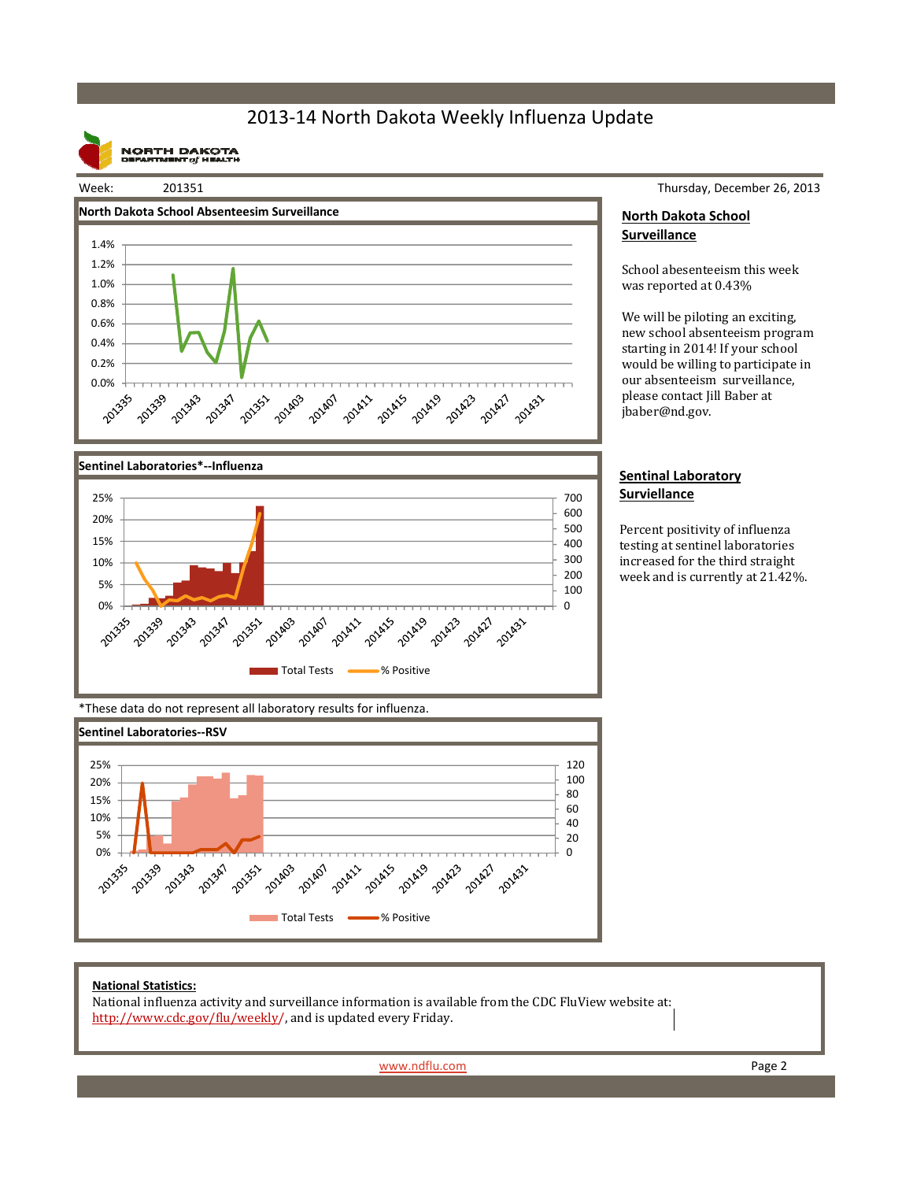# 2013-14 North Dakota Weekly Influenza Update

NORTH DAKOTA
DEPARTMENT of HEALTH

Week: 201351

Thursday, December 26, 2013

## North Dakota School Absenteesim Surveillance

1.4%
1.2%
1.0%
0.8%
0.6%
0.4%
0.2%
0.0%

201335 201339 201343 201347 201351 201403 201407 201411 201415 201419 201423 201427 201431

## North Dakota School Surveillance

School absenteeism this week was reported at 0.43%

We will be piloting an exciting, new school absenteeism program starting in 2014! If your school would be willing to participate in our absenteeism surveillance, please contact Jill Baber at jbaber@nd.gov.

## Sentinel Laboratories*--Influenza

25%
20%
15%
10%
5%
0%

700
600
500
400
300
200
100
0

201335 201339 201343 201347 201351 201403 201407 201411 201415 201419 201423 201427 201431

Total Tests
% Positive

*These data do not represent all laboratory results for influenza.

## Sentinal Laboratory Surviellance

Percent positivity of influenza testing at sentinel laboratories increased for the third straight week and is currently at 21.42%.

## Sentinel Laboratories--RSV

25%
20%
15%
10%
5%
0%

120
100
80
60
40
20
0

201335 201339 201343 201347 201351 201403 201407 201411 201415 201419 201423 201427 201431

Total Tests
% Positive

**National Statistics:**

National influenza activity and surveillance information is available from the CDC FluView website at: http://www.cdc.gov/flu/weekly/, and is updated every Friday.

www.ndflu.com